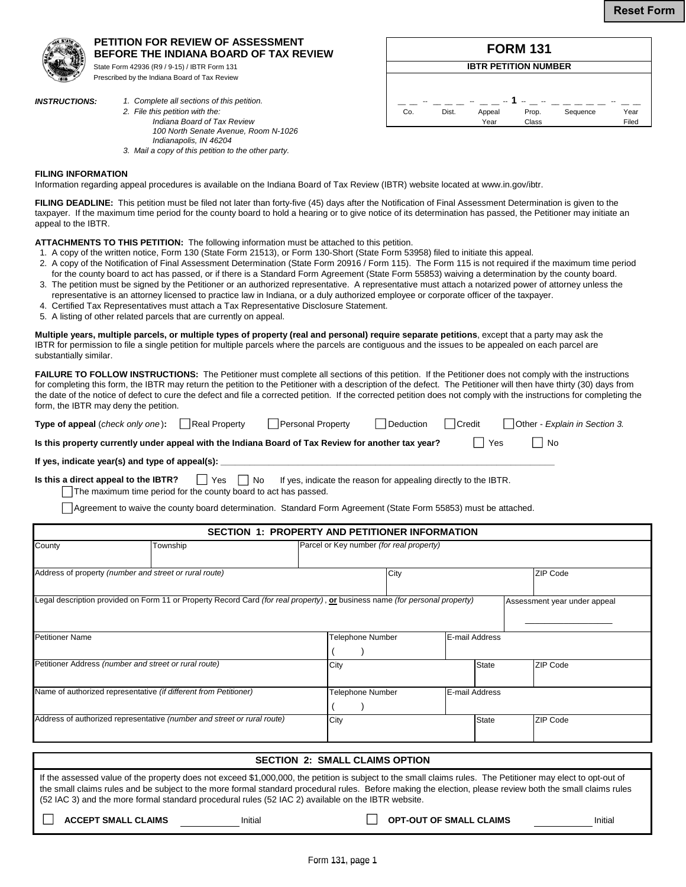Reset Form

# PETITION FOR REVIEW OF ASSESSMENT BEFORE THE INDIANA BOARD OF TAX REVIEW

State Form 42936 (R9 / 9-15) / IBTR Form 131
Prescribed by the Indiana Board of Tax Review

## FORM 131

**IBTR PETITION NUMBER**

| _ _ | - _ _ _ | - _ _ | - 1 _ _ | - _ _ _ _ _ _ | - _ _ |
|---|---|---|---|---|---|
| Co. | Dist. | Appeal Year | Prop. Class | Sequence | Year Filed |

***INSTRUCTIONS:***

1. *Complete all sections of this petition.*
2. *File this petition with the:*
   *Indiana Board of Tax Review*
   *100 North Senate Avenue, Room N-1026*
   *Indianapolis, IN 46204*
3. *Mail a copy of this petition to the other party.*

**FILING INFORMATION**
Information regarding appeal procedures is available on the Indiana Board of Tax Review (IBTR) website located at www.in.gov/ibtr.

**FILING DEADLINE:** This petition must be filed not later than forty-five (45) days after the Notification of Final Assessment Determination is given to the taxpayer. If the maximum time period for the county board to hold a hearing or to give notice of its determination has passed, the Petitioner may initiate an appeal to the IBTR.

**ATTACHMENTS TO THIS PETITION:** The following information must be attached to this petition.

1. A copy of the written notice, Form 130 (State Form 21513), or Form 130-Short (State Form 53958) filed to initiate this appeal.
2. A copy of the Notification of Final Assessment Determination (State Form 20916 / Form 115). The Form 115 is not required if the maximum time period for the county board to act has passed, or if there is a Standard Form Agreement (State Form 55853) waiving a determination by the county board.
3. The petition must be signed by the Petitioner or an authorized representative. A representative must attach a notarized power of attorney unless the representative is an attorney licensed to practice law in Indiana, or a duly authorized employee or corporate officer of the taxpayer.
4. Certified Tax Representatives must attach a Tax Representative Disclosure Statement.
5. A listing of other related parcels that are currently on appeal.

**Multiple years, multiple parcels, or multiple types of property (real and personal) require separate petitions**, except that a party may ask the IBTR for permission to file a single petition for multiple parcels where the parcels are contiguous and the issues to be appealed on each parcel are substantially similar.

**FAILURE TO FOLLOW INSTRUCTIONS:** The Petitioner must complete all sections of this petition. If the Petitioner does not comply with the instructions for completing this form, the IBTR may return the petition to the Petitioner with a description of the defect. The Petitioner will then have thirty (30) days from the date of the notice of defect to cure the defect and file a corrected petition. If the corrected petition does not comply with the instructions for completing the form, the IBTR may deny the petition.

**Type of appeal** (*check only one*)**:** ☐ Real Property ☐ Personal Property ☐ Deduction ☐ Credit ☐ Other - *Explain in Section 3.*

**Is this property currently under appeal with the Indiana Board of Tax Review for another tax year?** ☐ Yes ☐ No

**If yes, indicate year(s) and type of appeal(s):** ____________________

**Is this a direct appeal to the IBTR?** ☐ Yes ☐ No If yes, indicate the reason for appealing directly to the IBTR.

☐ The maximum time period for the county board to act has passed.

☐ Agreement to waive the county board determination. Standard Form Agreement (State Form 55853) must be attached.

## SECTION 1: PROPERTY AND PETITIONER INFORMATION

| County | Township | Parcel or Key number *(for real property)* | |
|---|---|---|---|
| Address of property *(number and street or rural route)* | | City | ZIP Code |
| Legal description provided on Form 11 or Property Record Card *(for real property)*, **or** business name *(for personal property)* | | | Assessment year under appeal ________ |

| Petitioner Name | Telephone Number ( ) | E-mail Address | |
|---|---|---|---|
| Petitioner Address *(number and street or rural route)* | City | State | ZIP Code |
| Name of authorized representative *(if different from Petitioner)* | Telephone Number ( ) | E-mail Address | |
| Address of authorized representative *(number and street or rural route)* | City | State | ZIP Code |

## SECTION 2: SMALL CLAIMS OPTION

If the assessed value of the property does not exceed $1,000,000, the petition is subject to the small claims rules. The Petitioner may elect to opt-out of the small claims rules and be subject to the more formal standard procedural rules. Before making the election, please review both the small claims rules (52 IAC 3) and the more formal standard procedural rules (52 IAC 2) available on the IBTR website.

☐ **ACCEPT SMALL CLAIMS** __________ Initial ☐ **OPT-OUT OF SMALL CLAIMS** __________ Initial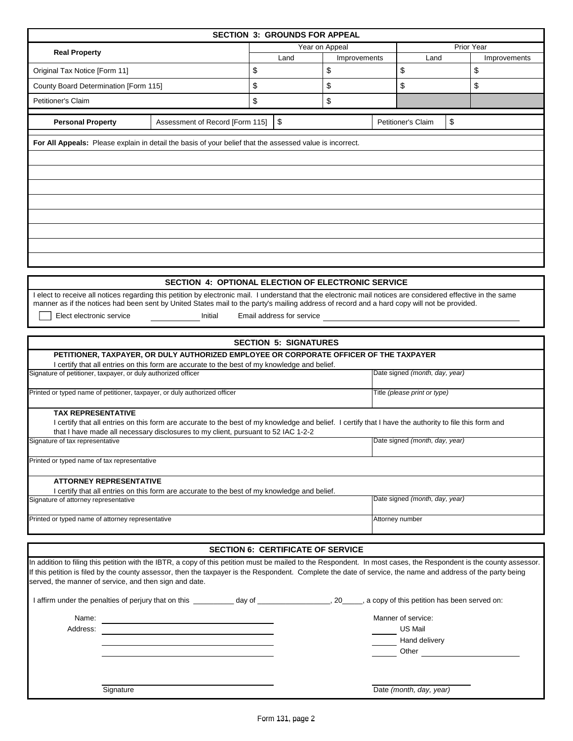## SECTION 3: GROUNDS FOR APPEAL

| Real Property | Year on Appeal | | Prior Year | |
|---|---|---|---|---|
| | Land | Improvements | Land | Improvements |
| Original Tax Notice [Form 11] | $ | $ | $ | $ |
| County Board Determination [Form 115] | $ | $ | $ | $ |
| Petitioner's Claim | $ | $ | | |

| | | | | |
|---|---|---|---|---|
| **Personal Property** | Assessment of Record [Form 115] | $ | Petitioner's Claim | $ |

**For All Appeals:** Please explain in detail the basis of your belief that the assessed value is incorrect.

## SECTION 4: OPTIONAL ELECTION OF ELECTRONIC SERVICE

I elect to receive all notices regarding this petition by electronic mail. I understand that the electronic mail notices are considered effective in the same manner as if the notices had been sent by United States mail to the party's mailing address of record and a hard copy will not be provided.

☐ Elect electronic service ______ Initial Email address for service ____________________

## SECTION 5: SIGNATURES

**PETITIONER, TAXPAYER, OR DULY AUTHORIZED EMPLOYEE OR CORPORATE OFFICER OF THE TAXPAYER**

I certify that all entries on this form are accurate to the best of my knowledge and belief.

| | |
|---|---|
| Signature of petitioner, taxpayer, or duly authorized officer | Date signed *(month, day, year)* |
| Printed or typed name of petitioner, taxpayer, or duly authorized officer | Title *(please print or type)* |

**TAX REPRESENTATIVE**

I certify that all entries on this form are accurate to the best of my knowledge and belief. I certify that I have the authority to file this form and that I have made all necessary disclosures to my client, pursuant to 52 IAC 1-2-2

| | |
|---|---|
| Signature of tax representative | Date signed *(month, day, year)* |
| Printed or typed name of tax representative | |

**ATTORNEY REPRESENTATIVE**

I certify that all entries on this form are accurate to the best of my knowledge and belief.

| | |
|---|---|
| Signature of attorney representative | Date signed *(month, day, year)* |
| Printed or typed name of attorney representative | Attorney number |

## SECTION 6: CERTIFICATE OF SERVICE

In addition to filing this petition with the IBTR, a copy of this petition must be mailed to the Respondent. In most cases, the Respondent is the county assessor. If this petition is filed by the county assessor, then the taxpayer is the Respondent. Complete the date of service, the name and address of the party being served, the manner of service, and then sign and date.

I affirm under the penalties of perjury that on this __________ day of __________________, 20_____, a copy of this petition has been served on:

Name: ______________________________

Address: ______________________________

______________________________

______________________________

Manner of service:

______ US Mail

______ Hand delivery

______ Other ____________________

Signature ______________________________

Date *(month, day, year)* ____________________

Form 131, page 2